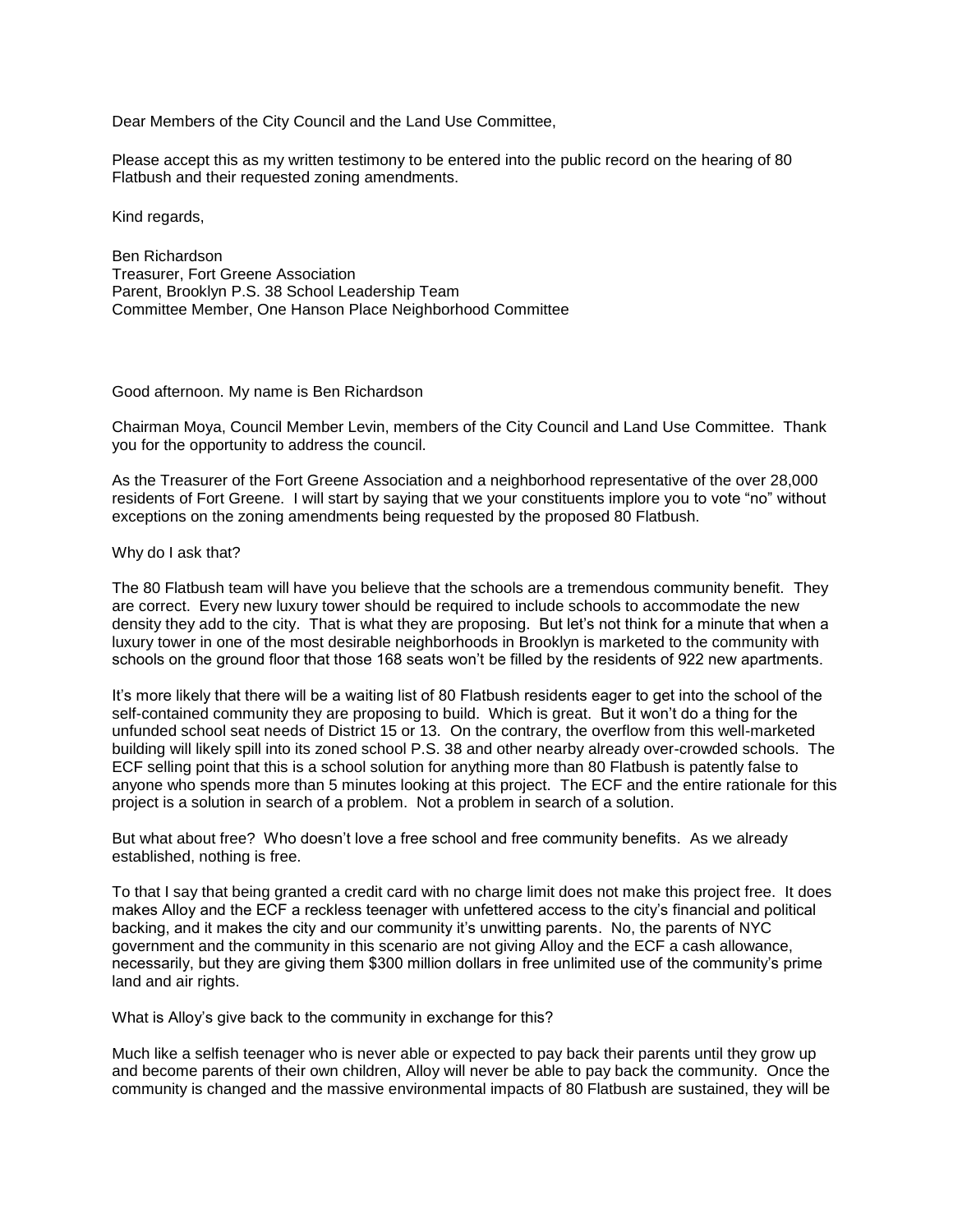Dear Members of the City Council and the Land Use Committee,

Please accept this as my written testimony to be entered into the public record on the hearing of 80 Flatbush and their requested zoning amendments.

Kind regards,

Ben Richardson
Treasurer, Fort Greene Association
Parent, Brooklyn P.S. 38 School Leadership Team
Committee Member, One Hanson Place Neighborhood Committee

Good afternoon. My name is Ben Richardson

Chairman Moya, Council Member Levin, members of the City Council and Land Use Committee. Thank you for the opportunity to address the council.

As the Treasurer of the Fort Greene Association and a neighborhood representative of the over 28,000 residents of Fort Greene. I will start by saying that we your constituents implore you to vote "no" without exceptions on the zoning amendments being requested by the proposed 80 Flatbush.

Why do I ask that?

The 80 Flatbush team will have you believe that the schools are a tremendous community benefit. They are correct. Every new luxury tower should be required to include schools to accommodate the new density they add to the city. That is what they are proposing. But let's not think for a minute that when a luxury tower in one of the most desirable neighborhoods in Brooklyn is marketed to the community with schools on the ground floor that those 168 seats won't be filled by the residents of 922 new apartments.

It's more likely that there will be a waiting list of 80 Flatbush residents eager to get into the school of the self-contained community they are proposing to build. Which is great. But it won't do a thing for the unfunded school seat needs of District 15 or 13. On the contrary, the overflow from this well-marketed building will likely spill into its zoned school P.S. 38 and other nearby already over-crowded schools. The ECF selling point that this is a school solution for anything more than 80 Flatbush is patently false to anyone who spends more than 5 minutes looking at this project. The ECF and the entire rationale for this project is a solution in search of a problem. Not a problem in search of a solution.

But what about free? Who doesn't love a free school and free community benefits. As we already established, nothing is free.

To that I say that being granted a credit card with no charge limit does not make this project free. It does makes Alloy and the ECF a reckless teenager with unfettered access to the city's financial and political backing, and it makes the city and our community it's unwitting parents. No, the parents of NYC government and the community in this scenario are not giving Alloy and the ECF a cash allowance, necessarily, but they are giving them $300 million dollars in free unlimited use of the community's prime land and air rights.

What is Alloy's give back to the community in exchange for this?

Much like a selfish teenager who is never able or expected to pay back their parents until they grow up and become parents of their own children, Alloy will never be able to pay back the community. Once the community is changed and the massive environmental impacts of 80 Flatbush are sustained, they will be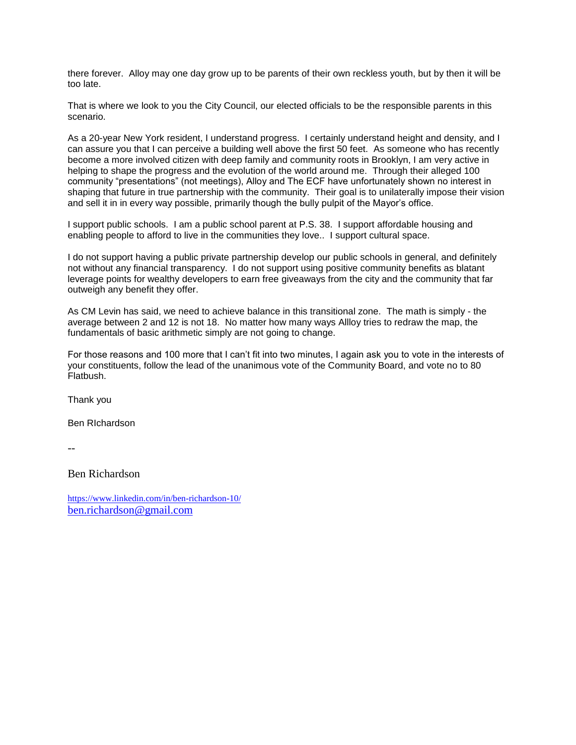there forever. Alloy may one day grow up to be parents of their own reckless youth, but by then it will be too late.

That is where we look to you the City Council, our elected officials to be the responsible parents in this scenario.

As a 20-year New York resident, I understand progress. I certainly understand height and density, and I can assure you that I can perceive a building well above the first 50 feet. As someone who has recently become a more involved citizen with deep family and community roots in Brooklyn, I am very active in helping to shape the progress and the evolution of the world around me. Through their alleged 100 community "presentations" (not meetings), Alloy and The ECF have unfortunately shown no interest in shaping that future in true partnership with the community. Their goal is to unilaterally impose their vision and sell it in in every way possible, primarily though the bully pulpit of the Mayor's office.

I support public schools. I am a public school parent at P.S. 38. I support affordable housing and enabling people to afford to live in the communities they love.. I support cultural space.

I do not support having a public private partnership develop our public schools in general, and definitely not without any financial transparency. I do not support using positive community benefits as blatant leverage points for wealthy developers to earn free giveaways from the city and the community that far outweigh any benefit they offer.

As CM Levin has said, we need to achieve balance in this transitional zone. The math is simply - the average between 2 and 12 is not 18. No matter how many ways Allloy tries to redraw the map, the fundamentals of basic arithmetic simply are not going to change.

For those reasons and 100 more that I can't fit into two minutes, I again ask you to vote in the interests of your constituents, follow the lead of the unanimous vote of the Community Board, and vote no to 80 Flatbush.

Thank you

Ben RIchardson

--

Ben Richardson

https://www.linkedin.com/in/ben-richardson-10/
ben.richardson@gmail.com